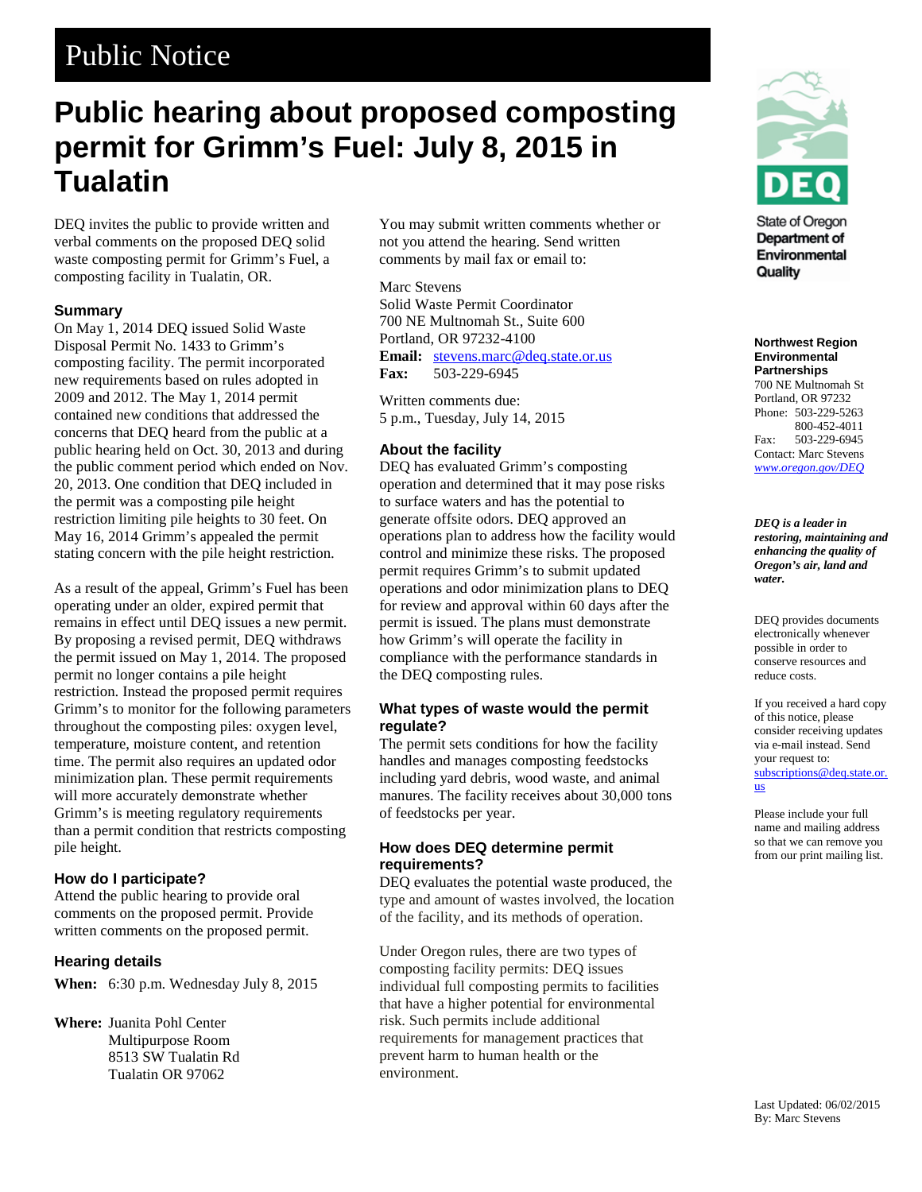# Public Notice

## Public hearing about proposed composting permit for Grimm's Fuel: July 8, 2015 in Tualatin

DEQ invites the public to provide written and verbal comments on the proposed DEQ solid waste composting permit for Grimm's Fuel, a composting facility in Tualatin, OR.

### Summary

On May 1, 2014 DEQ issued Solid Waste Disposal Permit No. 1433 to Grimm's composting facility. The permit incorporated new requirements based on rules adopted in 2009 and 2012. The May 1, 2014 permit contained new conditions that addressed the concerns that DEQ heard from the public at a public hearing held on Oct. 30, 2013 and during the public comment period which ended on Nov. 20, 2013. One condition that DEQ included in the permit was a composting pile height restriction limiting pile heights to 30 feet. On May 16, 2014 Grimm's appealed the permit stating concern with the pile height restriction.

As a result of the appeal, Grimm's Fuel has been operating under an older, expired permit that remains in effect until DEQ issues a new permit. By proposing a revised permit, DEQ withdraws the permit issued on May 1, 2014. The proposed permit no longer contains a pile height restriction. Instead the proposed permit requires Grimm's to monitor for the following parameters throughout the composting piles: oxygen level, temperature, moisture content, and retention time. The permit also requires an updated odor minimization plan. These permit requirements will more accurately demonstrate whether Grimm's is meeting regulatory requirements than a permit condition that restricts composting pile height.

### How do I participate?

Attend the public hearing to provide oral comments on the proposed permit. Provide written comments on the proposed permit.

### Hearing details

**When:** 6:30 p.m. Wednesday July 8, 2015

**Where:** Juanita Pohl Center
Multipurpose Room
8513 SW Tualatin Rd
Tualatin OR 97062

You may submit written comments whether or not you attend the hearing. Send written comments by mail fax or email to:

Marc Stevens
Solid Waste Permit Coordinator
700 NE Multnomah St., Suite 600
Portland, OR 97232-4100
**Email:** stevens.marc@deq.state.or.us
**Fax:** 503-229-6945

Written comments due:
5 p.m., Tuesday, July 14, 2015

### About the facility

DEQ has evaluated Grimm's composting operation and determined that it may pose risks to surface waters and has the potential to generate offsite odors. DEQ approved an operations plan to address how the facility would control and minimize these risks. The proposed permit requires Grimm's to submit updated operations and odor minimization plans to DEQ for review and approval within 60 days after the permit is issued. The plans must demonstrate how Grimm's will operate the facility in compliance with the performance standards in the DEQ composting rules.

### What types of waste would the permit regulate?

The permit sets conditions for how the facility handles and manages composting feedstocks including yard debris, wood waste, and animal manures. The facility receives about 30,000 tons of feedstocks per year.

### How does DEQ determine permit requirements?

DEQ evaluates the potential waste produced, the type and amount of wastes involved, the location of the facility, and its methods of operation.

Under Oregon rules, there are two types of composting facility permits: DEQ issues individual full composting permits to facilities that have a higher potential for environmental risk. Such permits include additional requirements for management practices that prevent harm to human health or the environment.

---

State of Oregon Department of Environmental Quality

**Northwest Region Environmental Partnerships**
700 NE Multnomah St
Portland, OR 97232
Phone: 503-229-5263
800-452-4011
Fax: 503-229-6945
Contact: Marc Stevens
*www.oregon.gov/DEQ*

***DEQ is a leader in restoring, maintaining and enhancing the quality of Oregon's air, land and water.***

DEQ provides documents electronically whenever possible in order to conserve resources and reduce costs.

If you received a hard copy of this notice, please consider receiving updates via e-mail instead. Send your request to: subscriptions@deq.state.or.us

Please include your full name and mailing address so that we can remove you from our print mailing list.

Last Updated: 06/02/2015
By: Marc Stevens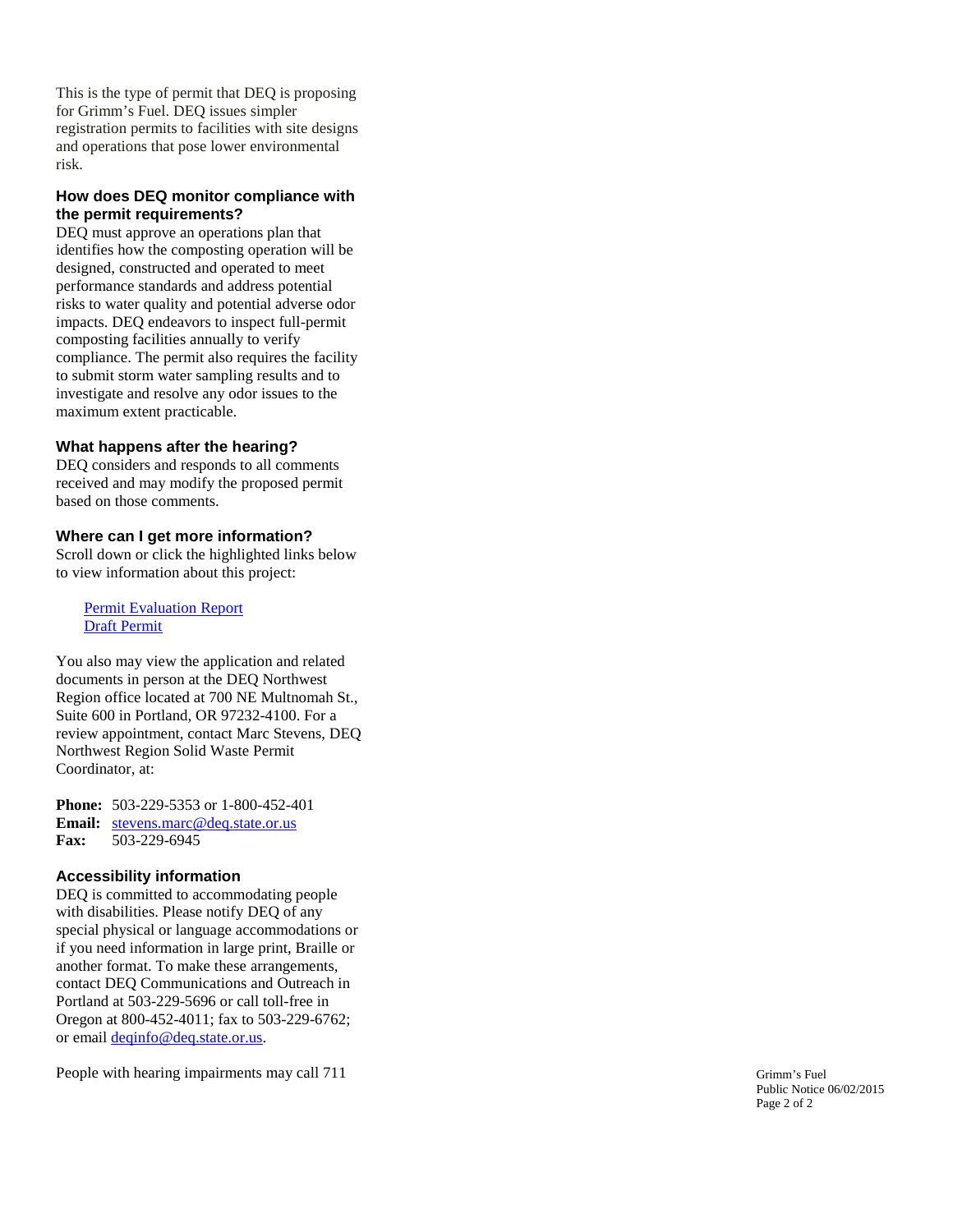This is the type of permit that DEQ is proposing for Grimm's Fuel. DEQ issues simpler registration permits to facilities with site designs and operations that pose lower environmental risk.

### How does DEQ monitor compliance with the permit requirements?

DEQ must approve an operations plan that identifies how the composting operation will be designed, constructed and operated to meet performance standards and address potential risks to water quality and potential adverse odor impacts. DEQ endeavors to inspect full-permit composting facilities annually to verify compliance. The permit also requires the facility to submit storm water sampling results and to investigate and resolve any odor issues to the maximum extent practicable.

### What happens after the hearing?

DEQ considers and responds to all comments received and may modify the proposed permit based on those comments.

### Where can I get more information?

Scroll down or click the highlighted links below to view information about this project:

Permit Evaluation Report
Draft Permit

You also may view the application and related documents in person at the DEQ Northwest Region office located at 700 NE Multnomah St., Suite 600 in Portland, OR 97232-4100. For a review appointment, contact Marc Stevens, DEQ Northwest Region Solid Waste Permit Coordinator, at:

**Phone:** 503-229-5353 or 1-800-452-401
**Email:** stevens.marc@deq.state.or.us
**Fax:** 503-229-6945

### Accessibility information

DEQ is committed to accommodating people with disabilities. Please notify DEQ of any special physical or language accommodations or if you need information in large print, Braille or another format. To make these arrangements, contact DEQ Communications and Outreach in Portland at 503-229-5696 or call toll-free in Oregon at 800-452-4011; fax to 503-229-6762; or email deqinfo@deq.state.or.us.

People with hearing impairments may call 711